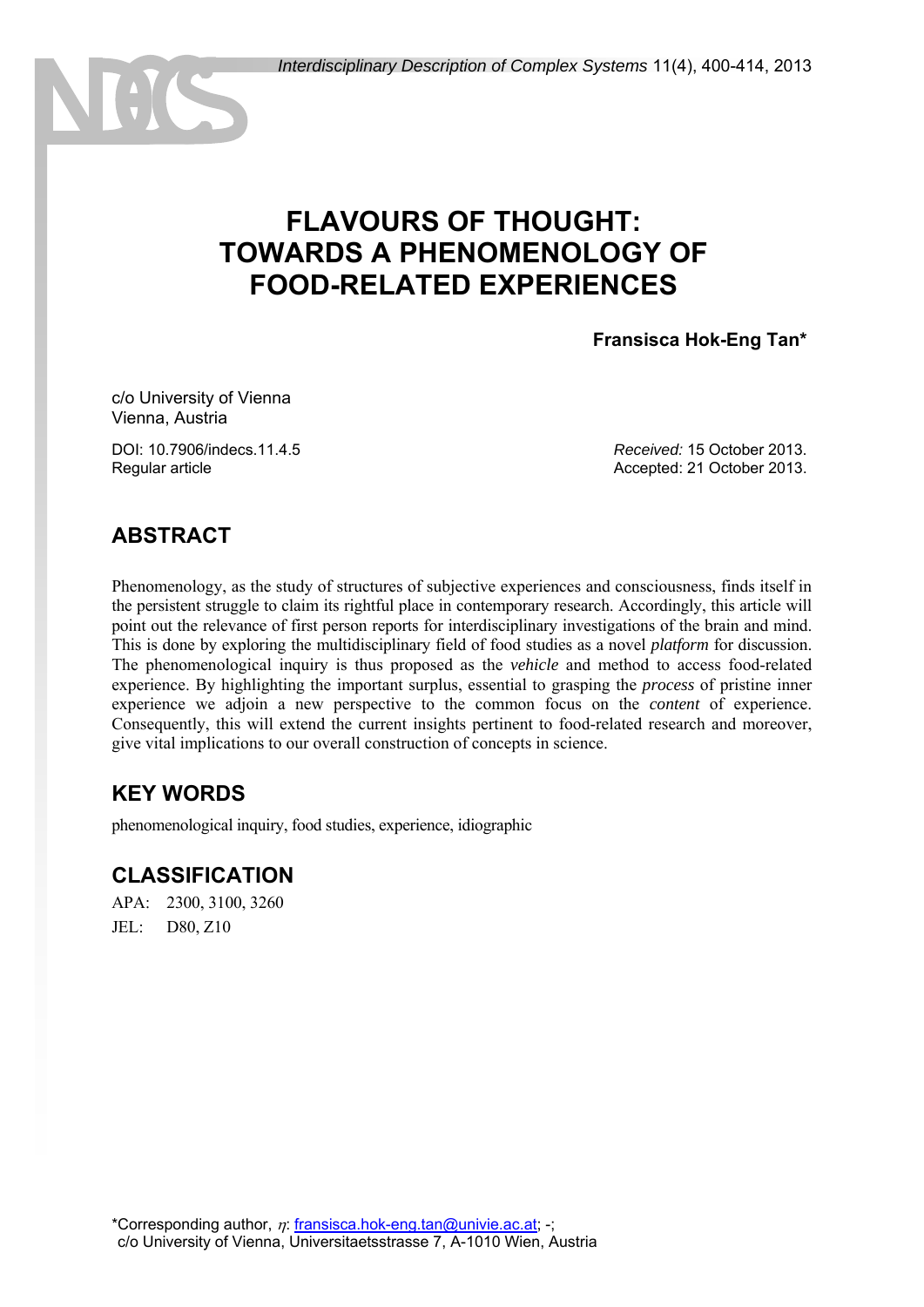# FLAVOURS OF THOUGHT: TOWARDS A PHENOMENOLOGY OF FOOD-RELATED EXPERIENCES

**Fransisca Hok-Eng Tan***

c/o University of Vienna
Vienna, Austria

DOI: 10.7906/indecs.11.4.5
Regular article

*Received:* 15 October 2013.
Accepted: 21 October 2013.

## ABSTRACT

Phenomenology, as the study of structures of subjective experiences and consciousness, finds itself in the persistent struggle to claim its rightful place in contemporary research. Accordingly, this article will point out the relevance of first person reports for interdisciplinary investigations of the brain and mind. This is done by exploring the multidisciplinary field of food studies as a novel *platform* for discussion. The phenomenological inquiry is thus proposed as the *vehicle* and method to access food-related experience. By highlighting the important surplus, essential to grasping the *process* of pristine inner experience we adjoin a new perspective to the common focus on the *content* of experience. Consequently, this will extend the current insights pertinent to food-related research and moreover, give vital implications to our overall construction of concepts in science.

## KEY WORDS

phenomenological inquiry, food studies, experience, idiographic

## CLASSIFICATION

APA: 2300, 3100, 3260
JEL: D80, Z10

*Corresponding author, $\eta$: fransisca.hok-eng.tan@univie.ac.at; -;
c/o University of Vienna, Universitaetsstrasse 7, A-1010 Wien, Austria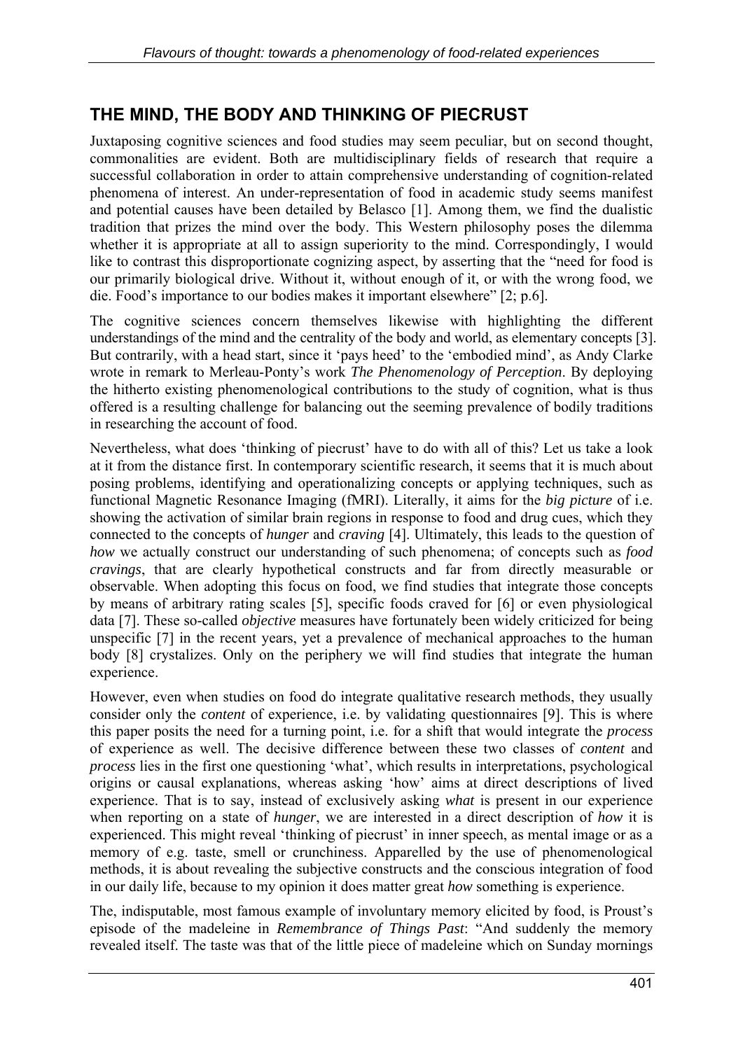## THE MIND, THE BODY AND THINKING OF PIECRUST

Juxtaposing cognitive sciences and food studies may seem peculiar, but on second thought, commonalities are evident. Both are multidisciplinary fields of research that require a successful collaboration in order to attain comprehensive understanding of cognition-related phenomena of interest. An under-representation of food in academic study seems manifest and potential causes have been detailed by Belasco [1]. Among them, we find the dualistic tradition that prizes the mind over the body. This Western philosophy poses the dilemma whether it is appropriate at all to assign superiority to the mind. Correspondingly, I would like to contrast this disproportionate cognizing aspect, by asserting that the "need for food is our primarily biological drive. Without it, without enough of it, or with the wrong food, we die. Food's importance to our bodies makes it important elsewhere" [2; p.6].

The cognitive sciences concern themselves likewise with highlighting the different understandings of the mind and the centrality of the body and world, as elementary concepts [3]. But contrarily, with a head start, since it 'pays heed' to the 'embodied mind', as Andy Clarke wrote in remark to Merleau-Ponty's work *The Phenomenology of Perception*. By deploying the hitherto existing phenomenological contributions to the study of cognition, what is thus offered is a resulting challenge for balancing out the seeming prevalence of bodily traditions in researching the account of food.

Nevertheless, what does 'thinking of piecrust' have to do with all of this? Let us take a look at it from the distance first. In contemporary scientific research, it seems that it is much about posing problems, identifying and operationalizing concepts or applying techniques, such as functional Magnetic Resonance Imaging (fMRI). Literally, it aims for the *big picture* of i.e. showing the activation of similar brain regions in response to food and drug cues, which they connected to the concepts of *hunger* and *craving* [4]. Ultimately, this leads to the question of *how* we actually construct our understanding of such phenomena; of concepts such as *food cravings*, that are clearly hypothetical constructs and far from directly measurable or observable. When adopting this focus on food, we find studies that integrate those concepts by means of arbitrary rating scales [5], specific foods craved for [6] or even physiological data [7]. These so-called *objective* measures have fortunately been widely criticized for being unspecific [7] in the recent years, yet a prevalence of mechanical approaches to the human body [8] crystalizes. Only on the periphery we will find studies that integrate the human experience.

However, even when studies on food do integrate qualitative research methods, they usually consider only the *content* of experience, i.e. by validating questionnaires [9]. This is where this paper posits the need for a turning point, i.e. for a shift that would integrate the *process* of experience as well. The decisive difference between these two classes of *content* and *process* lies in the first one questioning 'what', which results in interpretations, psychological origins or causal explanations, whereas asking 'how' aims at direct descriptions of lived experience. That is to say, instead of exclusively asking *what* is present in our experience when reporting on a state of *hunger*, we are interested in a direct description of *how* it is experienced. This might reveal 'thinking of piecrust' in inner speech, as mental image or as a memory of e.g. taste, smell or crunchiness. Apparelled by the use of phenomenological methods, it is about revealing the subjective constructs and the conscious integration of food in our daily life, because to my opinion it does matter great *how* something is experience.

The, indisputable, most famous example of involuntary memory elicited by food, is Proust's episode of the madeleine in *Remembrance of Things Past*: "And suddenly the memory revealed itself. The taste was that of the little piece of madeleine which on Sunday mornings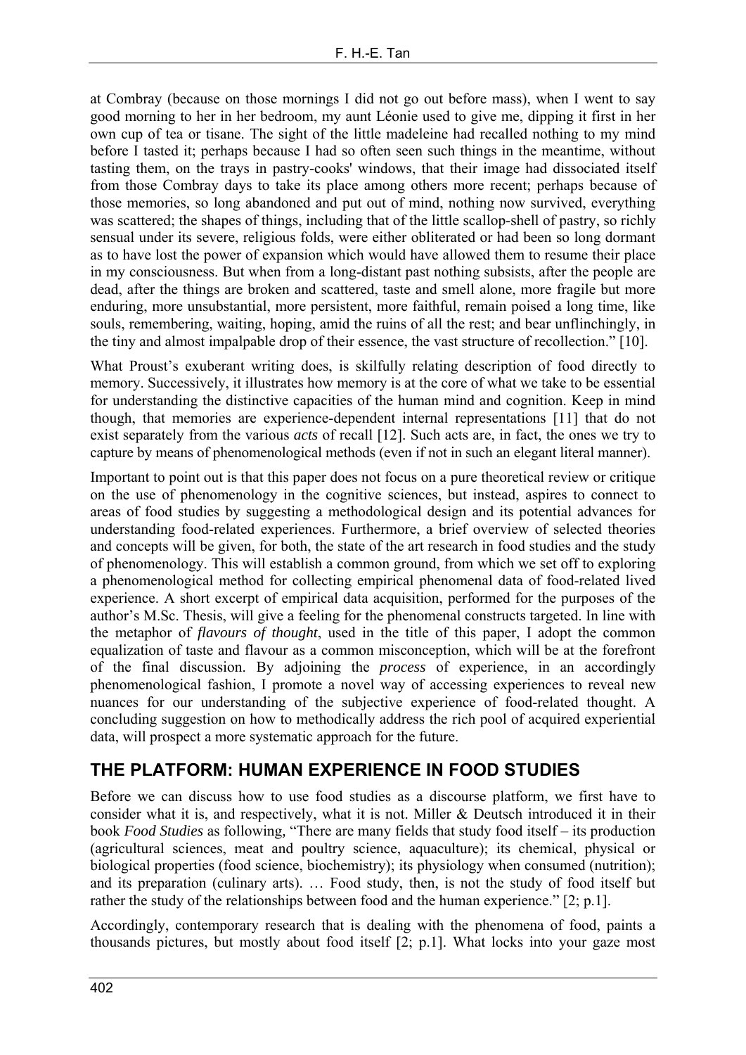at Combray (because on those mornings I did not go out before mass), when I went to say good morning to her in her bedroom, my aunt Léonie used to give me, dipping it first in her own cup of tea or tisane. The sight of the little madeleine had recalled nothing to my mind before I tasted it; perhaps because I had so often seen such things in the meantime, without tasting them, on the trays in pastry-cooks' windows, that their image had dissociated itself from those Combray days to take its place among others more recent; perhaps because of those memories, so long abandoned and put out of mind, nothing now survived, everything was scattered; the shapes of things, including that of the little scallop-shell of pastry, so richly sensual under its severe, religious folds, were either obliterated or had been so long dormant as to have lost the power of expansion which would have allowed them to resume their place in my consciousness. But when from a long-distant past nothing subsists, after the people are dead, after the things are broken and scattered, taste and smell alone, more fragile but more enduring, more unsubstantial, more persistent, more faithful, remain poised a long time, like souls, remembering, waiting, hoping, amid the ruins of all the rest; and bear unflinchingly, in the tiny and almost impalpable drop of their essence, the vast structure of recollection." [10].

What Proust's exuberant writing does, is skilfully relating description of food directly to memory. Successively, it illustrates how memory is at the core of what we take to be essential for understanding the distinctive capacities of the human mind and cognition. Keep in mind though, that memories are experience-dependent internal representations [11] that do not exist separately from the various *acts* of recall [12]. Such acts are, in fact, the ones we try to capture by means of phenomenological methods (even if not in such an elegant literal manner).

Important to point out is that this paper does not focus on a pure theoretical review or critique on the use of phenomenology in the cognitive sciences, but instead, aspires to connect to areas of food studies by suggesting a methodological design and its potential advances for understanding food-related experiences. Furthermore, a brief overview of selected theories and concepts will be given, for both, the state of the art research in food studies and the study of phenomenology. This will establish a common ground, from which we set off to exploring a phenomenological method for collecting empirical phenomenal data of food-related lived experience. A short excerpt of empirical data acquisition, performed for the purposes of the author's M.Sc. Thesis, will give a feeling for the phenomenal constructs targeted. In line with the metaphor of *flavours of thought*, used in the title of this paper, I adopt the common equalization of taste and flavour as a common misconception, which will be at the forefront of the final discussion. By adjoining the *process* of experience, in an accordingly phenomenological fashion, I promote a novel way of accessing experiences to reveal new nuances for our understanding of the subjective experience of food-related thought. A concluding suggestion on how to methodically address the rich pool of acquired experiential data, will prospect a more systematic approach for the future.

## THE PLATFORM: HUMAN EXPERIENCE IN FOOD STUDIES

Before we can discuss how to use food studies as a discourse platform, we first have to consider what it is, and respectively, what it is not. Miller & Deutsch introduced it in their book *Food Studies* as following, "There are many fields that study food itself – its production (agricultural sciences, meat and poultry science, aquaculture); its chemical, physical or biological properties (food science, biochemistry); its physiology when consumed (nutrition); and its preparation (culinary arts). … Food study, then, is not the study of food itself but rather the study of the relationships between food and the human experience." [2; p.1].

Accordingly, contemporary research that is dealing with the phenomena of food, paints a thousands pictures, but mostly about food itself [2; p.1]. What locks into your gaze most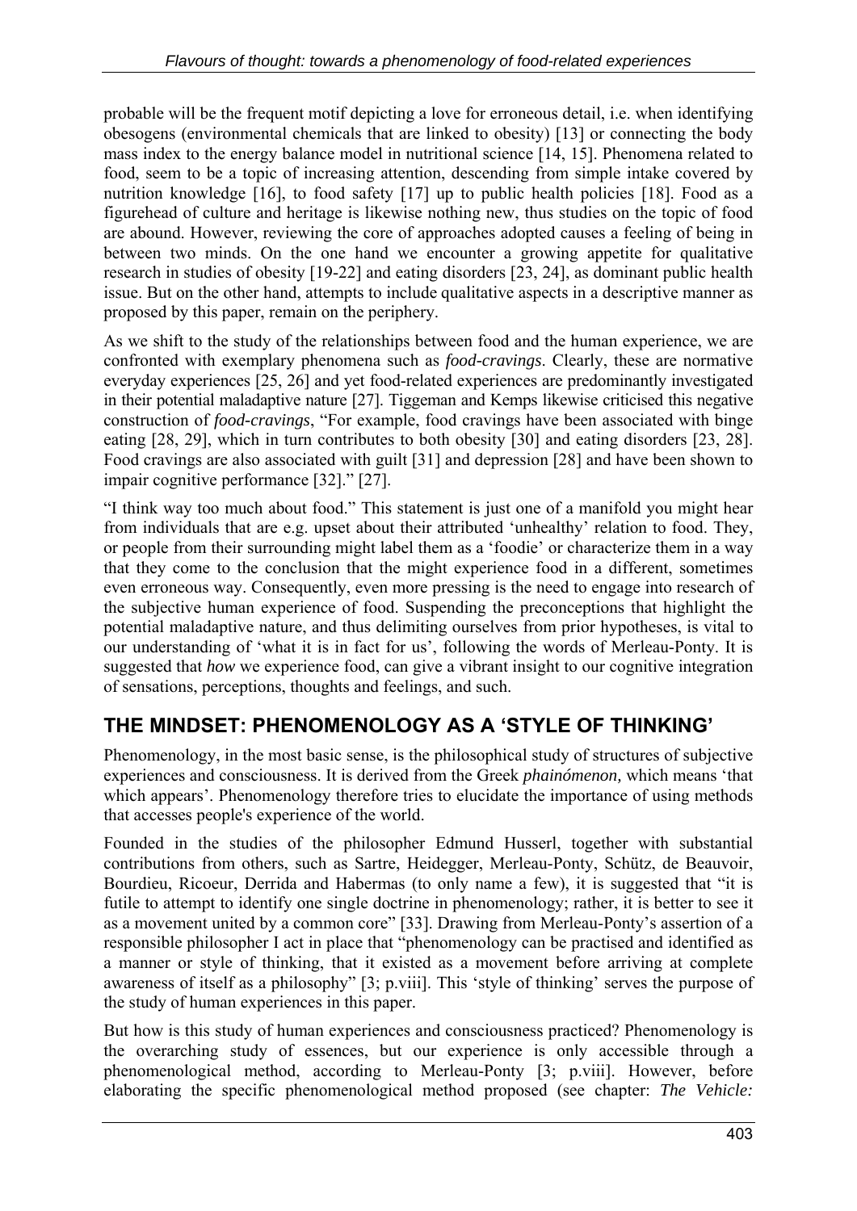probable will be the frequent motif depicting a love for erroneous detail, i.e. when identifying obesogens (environmental chemicals that are linked to obesity) [13] or connecting the body mass index to the energy balance model in nutritional science [14, 15]. Phenomena related to food, seem to be a topic of increasing attention, descending from simple intake covered by nutrition knowledge [16], to food safety [17] up to public health policies [18]. Food as a figurehead of culture and heritage is likewise nothing new, thus studies on the topic of food are abound. However, reviewing the core of approaches adopted causes a feeling of being in between two minds. On the one hand we encounter a growing appetite for qualitative research in studies of obesity [19-22] and eating disorders [23, 24], as dominant public health issue. But on the other hand, attempts to include qualitative aspects in a descriptive manner as proposed by this paper, remain on the periphery.

As we shift to the study of the relationships between food and the human experience, we are confronted with exemplary phenomena such as *food-cravings*. Clearly, these are normative everyday experiences [25, 26] and yet food-related experiences are predominantly investigated in their potential maladaptive nature [27]. Tiggeman and Kemps likewise criticised this negative construction of *food-cravings*, "For example, food cravings have been associated with binge eating [28, 29], which in turn contributes to both obesity [30] and eating disorders [23, 28]. Food cravings are also associated with guilt [31] and depression [28] and have been shown to impair cognitive performance [32]." [27].

"I think way too much about food." This statement is just one of a manifold you might hear from individuals that are e.g. upset about their attributed 'unhealthy' relation to food. They, or people from their surrounding might label them as a 'foodie' or characterize them in a way that they come to the conclusion that the might experience food in a different, sometimes even erroneous way. Consequently, even more pressing is the need to engage into research of the subjective human experience of food. Suspending the preconceptions that highlight the potential maladaptive nature, and thus delimiting ourselves from prior hypotheses, is vital to our understanding of 'what it is in fact for us', following the words of Merleau-Ponty. It is suggested that *how* we experience food, can give a vibrant insight to our cognitive integration of sensations, perceptions, thoughts and feelings, and such.

## THE MINDSET: PHENOMENOLOGY AS A 'STYLE OF THINKING'

Phenomenology, in the most basic sense, is the philosophical study of structures of subjective experiences and consciousness. It is derived from the Greek *phainómenon,* which means 'that which appears'. Phenomenology therefore tries to elucidate the importance of using methods that accesses people's experience of the world.

Founded in the studies of the philosopher Edmund Husserl, together with substantial contributions from others, such as Sartre, Heidegger, Merleau-Ponty, Schütz, de Beauvoir, Bourdieu, Ricoeur, Derrida and Habermas (to only name a few), it is suggested that "it is futile to attempt to identify one single doctrine in phenomenology; rather, it is better to see it as a movement united by a common core" [33]. Drawing from Merleau-Ponty's assertion of a responsible philosopher I act in place that "phenomenology can be practised and identified as a manner or style of thinking, that it existed as a movement before arriving at complete awareness of itself as a philosophy" [3; p.viii]. This 'style of thinking' serves the purpose of the study of human experiences in this paper.

But how is this study of human experiences and consciousness practiced? Phenomenology is the overarching study of essences, but our experience is only accessible through a phenomenological method, according to Merleau-Ponty [3; p.viii]. However, before elaborating the specific phenomenological method proposed (see chapter: *The Vehicle:*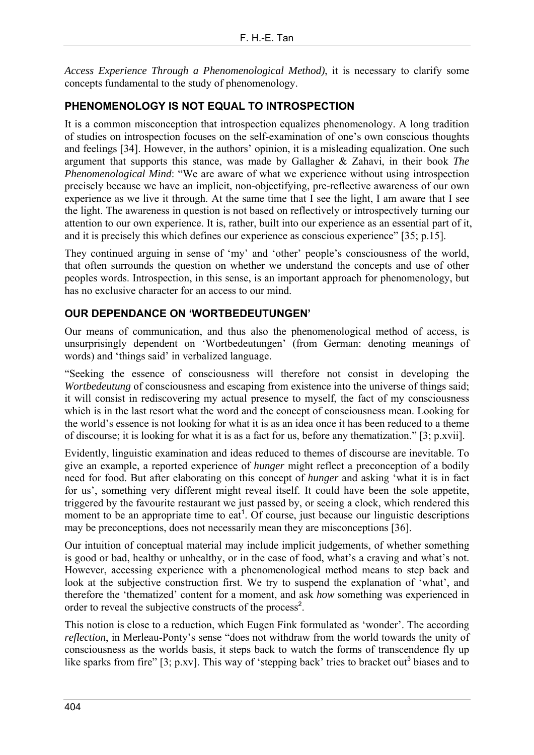*Access Experience Through a Phenomenological Method)*, it is necessary to clarify some concepts fundamental to the study of phenomenology.

## PHENOMENOLOGY IS NOT EQUAL TO INTROSPECTION

It is a common misconception that introspection equalizes phenomenology. A long tradition of studies on introspection focuses on the self-examination of one's own conscious thoughts and feelings [34]. However, in the authors' opinion, it is a misleading equalization. One such argument that supports this stance, was made by Gallagher & Zahavi, in their book *The Phenomenological Mind*: "We are aware of what we experience without using introspection precisely because we have an implicit, non-objectifying, pre-reflective awareness of our own experience as we live it through. At the same time that I see the light, I am aware that I see the light. The awareness in question is not based on reflectively or introspectively turning our attention to our own experience. It is, rather, built into our experience as an essential part of it, and it is precisely this which defines our experience as conscious experience" [35; p.15].

They continued arguing in sense of 'my' and 'other' people's consciousness of the world, that often surrounds the question on whether we understand the concepts and use of other peoples words. Introspection, in this sense, is an important approach for phenomenology, but has no exclusive character for an access to our mind.

## OUR DEPENDANCE ON 'WORTBEDEUTUNGEN'

Our means of communication, and thus also the phenomenological method of access, is unsurprisingly dependent on 'Wortbedeutungen' (from German: denoting meanings of words) and 'things said' in verbalized language.

"Seeking the essence of consciousness will therefore not consist in developing the *Wortbedeutung* of consciousness and escaping from existence into the universe of things said; it will consist in rediscovering my actual presence to myself, the fact of my consciousness which is in the last resort what the word and the concept of consciousness mean. Looking for the world's essence is not looking for what it is as an idea once it has been reduced to a theme of discourse; it is looking for what it is as a fact for us, before any thematization." [3; p.xvii].

Evidently, linguistic examination and ideas reduced to themes of discourse are inevitable. To give an example, a reported experience of *hunger* might reflect a preconception of a bodily need for food. But after elaborating on this concept of *hunger* and asking 'what it is in fact for us', something very different might reveal itself. It could have been the sole appetite, triggered by the favourite restaurant we just passed by, or seeing a clock, which rendered this moment to be an appropriate time to eat[1]. Of course, just because our linguistic descriptions may be preconceptions, does not necessarily mean they are misconceptions [36].

Our intuition of conceptual material may include implicit judgements, of whether something is good or bad, healthy or unhealthy, or in the case of food, what's a craving and what's not. However, accessing experience with a phenomenological method means to step back and look at the subjective construction first. We try to suspend the explanation of 'what', and therefore the 'thematized' content for a moment, and ask *how* something was experienced in order to reveal the subjective constructs of the process[2].

This notion is close to a reduction, which Eugen Fink formulated as 'wonder'. The according *reflection*, in Merleau-Ponty's sense "does not withdraw from the world towards the unity of consciousness as the worlds basis, it steps back to watch the forms of transcendence fly up like sparks from fire" [3; p.xv]. This way of 'stepping back' tries to bracket out[3] biases and to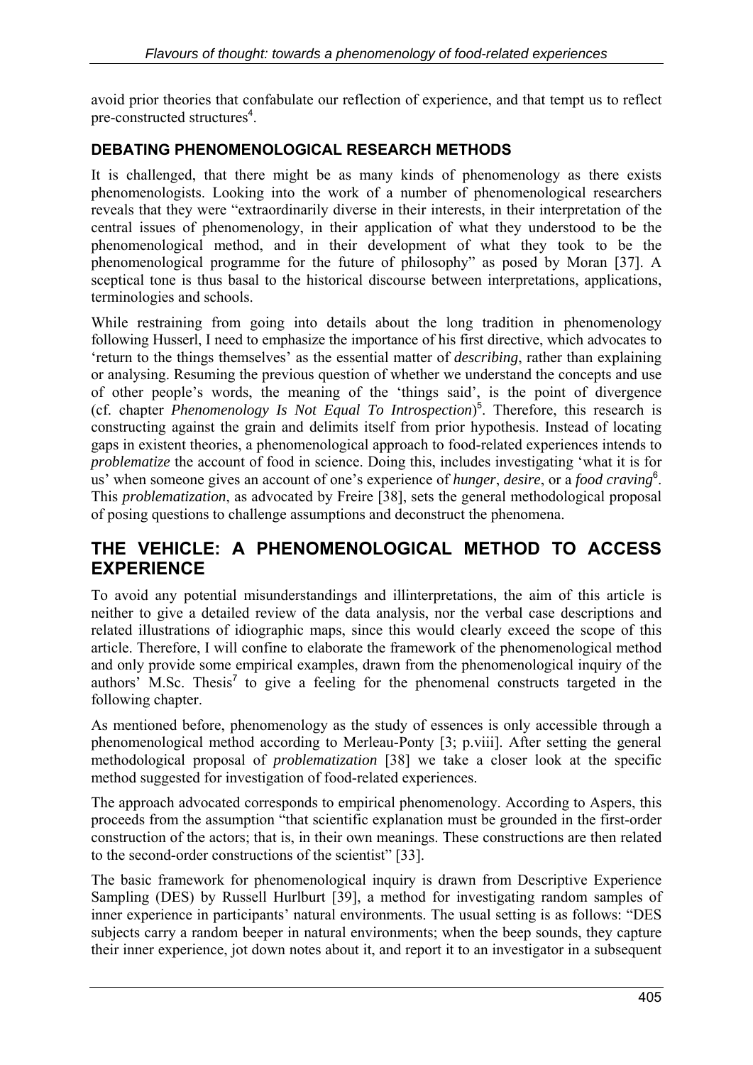avoid prior theories that confabulate our reflection of experience, and that tempt us to reflect pre-constructed structures[4].

### DEBATING PHENOMENOLOGICAL RESEARCH METHODS

It is challenged, that there might be as many kinds of phenomenology as there exists phenomenologists. Looking into the work of a number of phenomenological researchers reveals that they were "extraordinarily diverse in their interests, in their interpretation of the central issues of phenomenology, in their application of what they understood to be the phenomenological method, and in their development of what they took to be the phenomenological programme for the future of philosophy" as posed by Moran [37]. A sceptical tone is thus basal to the historical discourse between interpretations, applications, terminologies and schools.

While restraining from going into details about the long tradition in phenomenology following Husserl, I need to emphasize the importance of his first directive, which advocates to 'return to the things themselves' as the essential matter of *describing*, rather than explaining or analysing. Resuming the previous question of whether we understand the concepts and use of other people's words, the meaning of the 'things said', is the point of divergence (cf. chapter *Phenomenology Is Not Equal To Introspection*)[5]. Therefore, this research is constructing against the grain and delimits itself from prior hypothesis. Instead of locating gaps in existent theories, a phenomenological approach to food-related experiences intends to *problematize* the account of food in science. Doing this, includes investigating 'what it is for us' when someone gives an account of one's experience of *hunger*, *desire*, or a *food craving*[6]. This *problematization*, as advocated by Freire [38], sets the general methodological proposal of posing questions to challenge assumptions and deconstruct the phenomena.

## THE VEHICLE: A PHENOMENOLOGICAL METHOD TO ACCESS EXPERIENCE

To avoid any potential misunderstandings and illinterpretations, the aim of this article is neither to give a detailed review of the data analysis, nor the verbal case descriptions and related illustrations of idiographic maps, since this would clearly exceed the scope of this article. Therefore, I will confine to elaborate the framework of the phenomenological method and only provide some empirical examples, drawn from the phenomenological inquiry of the authors' M.Sc. Thesis[7] to give a feeling for the phenomenal constructs targeted in the following chapter.

As mentioned before, phenomenology as the study of essences is only accessible through a phenomenological method according to Merleau-Ponty [3; p.viii]. After setting the general methodological proposal of *problematization* [38] we take a closer look at the specific method suggested for investigation of food-related experiences.

The approach advocated corresponds to empirical phenomenology. According to Aspers, this proceeds from the assumption "that scientific explanation must be grounded in the first-order construction of the actors; that is, in their own meanings. These constructions are then related to the second-order constructions of the scientist" [33].

The basic framework for phenomenological inquiry is drawn from Descriptive Experience Sampling (DES) by Russell Hurlburt [39], a method for investigating random samples of inner experience in participants' natural environments. The usual setting is as follows: "DES subjects carry a random beeper in natural environments; when the beep sounds, they capture their inner experience, jot down notes about it, and report it to an investigator in a subsequent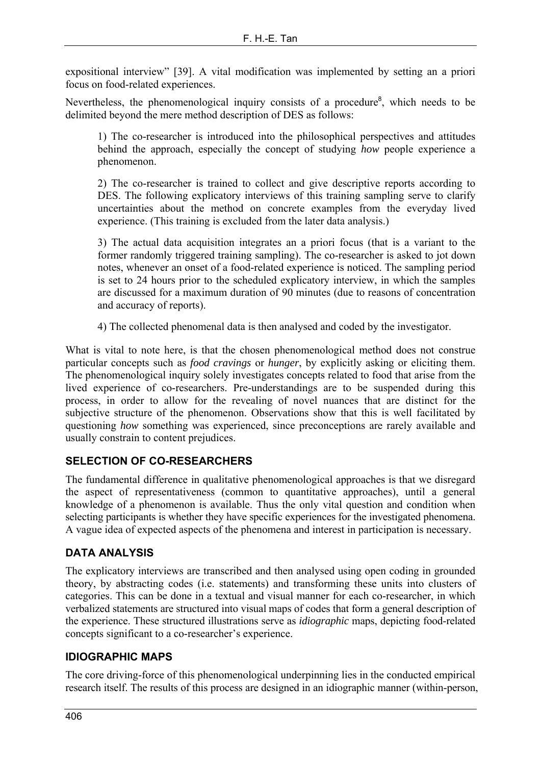expositional interview" [39]. A vital modification was implemented by setting an a priori focus on food-related experiences.

Nevertheless, the phenomenological inquiry consists of a procedure[8], which needs to be delimited beyond the mere method description of DES as follows:

> 1) The co-researcher is introduced into the philosophical perspectives and attitudes behind the approach, especially the concept of studying *how* people experience a phenomenon.
>
> 2) The co-researcher is trained to collect and give descriptive reports according to DES. The following explicatory interviews of this training sampling serve to clarify uncertainties about the method on concrete examples from the everyday lived experience. (This training is excluded from the later data analysis.)
>
> 3) The actual data acquisition integrates an a priori focus (that is a variant to the former randomly triggered training sampling). The co-researcher is asked to jot down notes, whenever an onset of a food-related experience is noticed. The sampling period is set to 24 hours prior to the scheduled explicatory interview, in which the samples are discussed for a maximum duration of 90 minutes (due to reasons of concentration and accuracy of reports).
>
> 4) The collected phenomenal data is then analysed and coded by the investigator.

What is vital to note here, is that the chosen phenomenological method does not construe particular concepts such as *food cravings* or *hunger*, by explicitly asking or eliciting them. The phenomenological inquiry solely investigates concepts related to food that arise from the lived experience of co-researchers. Pre-understandings are to be suspended during this process, in order to allow for the revealing of novel nuances that are distinct for the subjective structure of the phenomenon. Observations show that this is well facilitated by questioning *how* something was experienced, since preconceptions are rarely available and usually constrain to content prejudices.

## SELECTION OF CO-RESEARCHERS

The fundamental difference in qualitative phenomenological approaches is that we disregard the aspect of representativeness (common to quantitative approaches), until a general knowledge of a phenomenon is available. Thus the only vital question and condition when selecting participants is whether they have specific experiences for the investigated phenomena. A vague idea of expected aspects of the phenomena and interest in participation is necessary.

## DATA ANALYSIS

The explicatory interviews are transcribed and then analysed using open coding in grounded theory, by abstracting codes (i.e. statements) and transforming these units into clusters of categories. This can be done in a textual and visual manner for each co-researcher, in which verbalized statements are structured into visual maps of codes that form a general description of the experience. These structured illustrations serve as *idiographic* maps, depicting food-related concepts significant to a co-researcher's experience.

## IDIOGRAPHIC MAPS

The core driving-force of this phenomenological underpinning lies in the conducted empirical research itself. The results of this process are designed in an idiographic manner (within-person,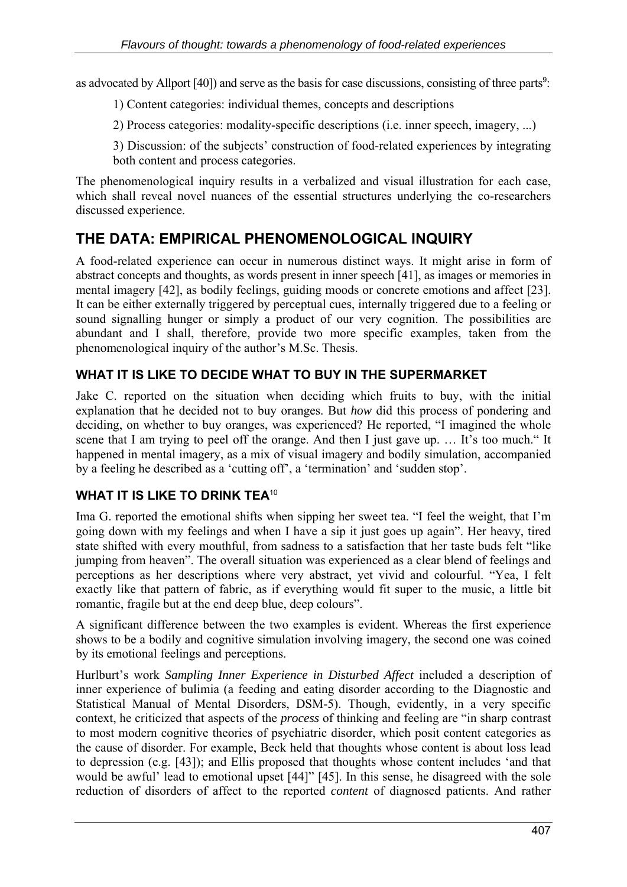as advocated by Allport [40]) and serve as the basis for case discussions, consisting of three parts[9]:

1) Content categories: individual themes, concepts and descriptions

2) Process categories: modality-specific descriptions (i.e. inner speech, imagery, ...)

3) Discussion: of the subjects' construction of food-related experiences by integrating both content and process categories.

The phenomenological inquiry results in a verbalized and visual illustration for each case, which shall reveal novel nuances of the essential structures underlying the co-researchers discussed experience.

## THE DATA: EMPIRICAL PHENOMENOLOGICAL INQUIRY

A food-related experience can occur in numerous distinct ways. It might arise in form of abstract concepts and thoughts, as words present in inner speech [41], as images or memories in mental imagery [42], as bodily feelings, guiding moods or concrete emotions and affect [23]. It can be either externally triggered by perceptual cues, internally triggered due to a feeling or sound signalling hunger or simply a product of our very cognition. The possibilities are abundant and I shall, therefore, provide two more specific examples, taken from the phenomenological inquiry of the author's M.Sc. Thesis.

### WHAT IT IS LIKE TO DECIDE WHAT TO BUY IN THE SUPERMARKET

Jake C. reported on the situation when deciding which fruits to buy, with the initial explanation that he decided not to buy oranges. But *how* did this process of pondering and deciding, on whether to buy oranges, was experienced? He reported, "I imagined the whole scene that I am trying to peel off the orange. And then I just gave up. … It's too much." It happened in mental imagery, as a mix of visual imagery and bodily simulation, accompanied by a feeling he described as a 'cutting off', a 'termination' and 'sudden stop'.

### WHAT IT IS LIKE TO DRINK TEA[10]

Ima G. reported the emotional shifts when sipping her sweet tea. "I feel the weight, that I'm going down with my feelings and when I have a sip it just goes up again". Her heavy, tired state shifted with every mouthful, from sadness to a satisfaction that her taste buds felt "like jumping from heaven". The overall situation was experienced as a clear blend of feelings and perceptions as her descriptions where very abstract, yet vivid and colourful. "Yea, I felt exactly like that pattern of fabric, as if everything would fit super to the music, a little bit romantic, fragile but at the end deep blue, deep colours".

A significant difference between the two examples is evident. Whereas the first experience shows to be a bodily and cognitive simulation involving imagery, the second one was coined by its emotional feelings and perceptions.

Hurlburt's work *Sampling Inner Experience in Disturbed Affect* included a description of inner experience of bulimia (a feeding and eating disorder according to the Diagnostic and Statistical Manual of Mental Disorders, DSM-5). Though, evidently, in a very specific context, he criticized that aspects of the *process* of thinking and feeling are "in sharp contrast to most modern cognitive theories of psychiatric disorder, which posit content categories as the cause of disorder. For example, Beck held that thoughts whose content is about loss lead to depression (e.g. [43]); and Ellis proposed that thoughts whose content includes 'and that would be awful' lead to emotional upset [44]" [45]. In this sense, he disagreed with the sole reduction of disorders of affect to the reported *content* of diagnosed patients. And rather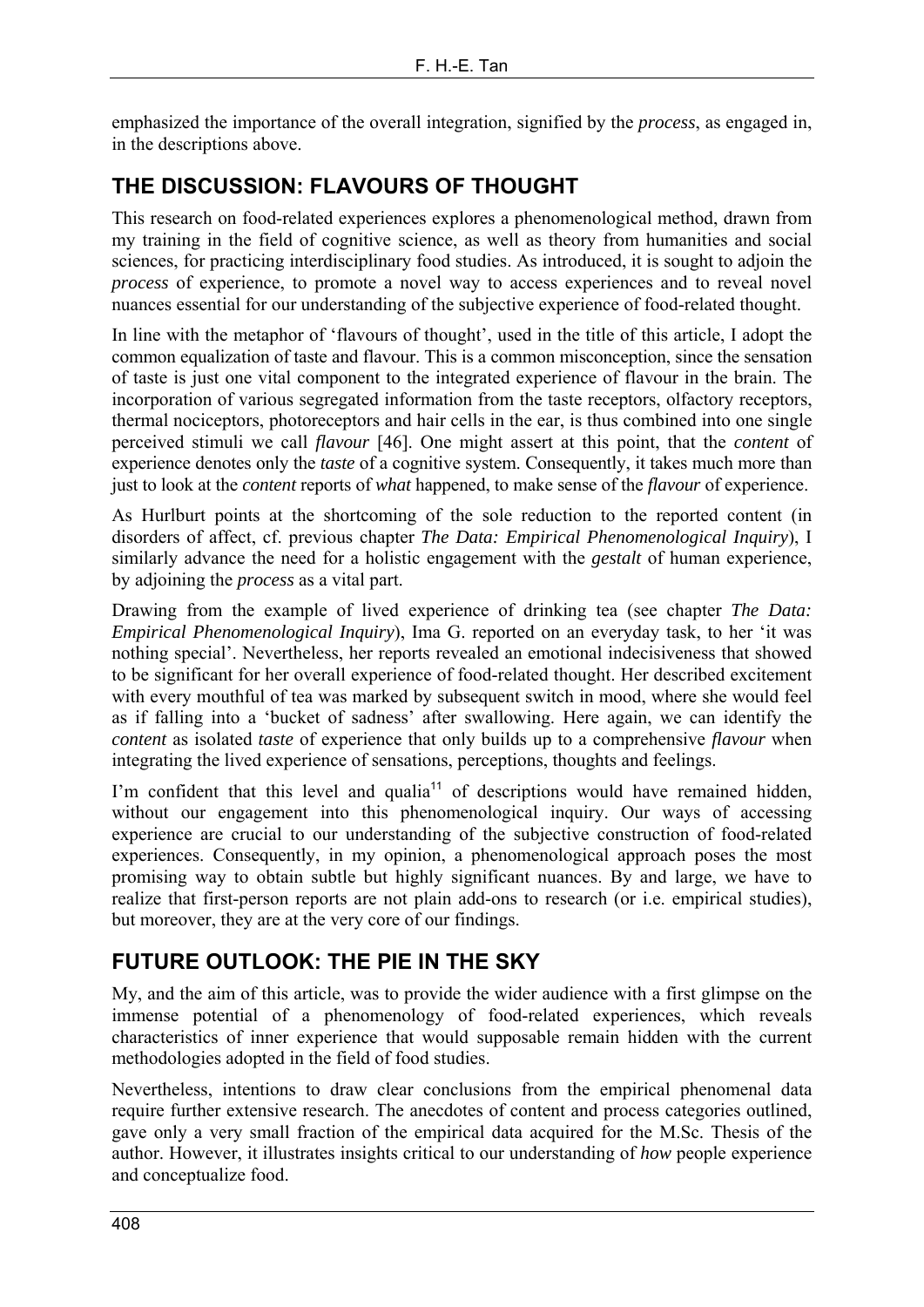emphasized the importance of the overall integration, signified by the *process*, as engaged in, in the descriptions above.

## THE DISCUSSION: FLAVOURS OF THOUGHT

This research on food-related experiences explores a phenomenological method, drawn from my training in the field of cognitive science, as well as theory from humanities and social sciences, for practicing interdisciplinary food studies. As introduced, it is sought to adjoin the *process* of experience, to promote a novel way to access experiences and to reveal novel nuances essential for our understanding of the subjective experience of food-related thought.

In line with the metaphor of 'flavours of thought', used in the title of this article, I adopt the common equalization of taste and flavour. This is a common misconception, since the sensation of taste is just one vital component to the integrated experience of flavour in the brain. The incorporation of various segregated information from the taste receptors, olfactory receptors, thermal nociceptors, photoreceptors and hair cells in the ear, is thus combined into one single perceived stimuli we call *flavour* [46]. One might assert at this point, that the *content* of experience denotes only the *taste* of a cognitive system. Consequently, it takes much more than just to look at the *content* reports of *what* happened, to make sense of the *flavour* of experience.

As Hurlburt points at the shortcoming of the sole reduction to the reported content (in disorders of affect, cf. previous chapter *The Data: Empirical Phenomenological Inquiry*), I similarly advance the need for a holistic engagement with the *gestalt* of human experience, by adjoining the *process* as a vital part.

Drawing from the example of lived experience of drinking tea (see chapter *The Data: Empirical Phenomenological Inquiry*), Ima G. reported on an everyday task, to her 'it was nothing special'. Nevertheless, her reports revealed an emotional indecisiveness that showed to be significant for her overall experience of food-related thought. Her described excitement with every mouthful of tea was marked by subsequent switch in mood, where she would feel as if falling into a 'bucket of sadness' after swallowing. Here again, we can identify the *content* as isolated *taste* of experience that only builds up to a comprehensive *flavour* when integrating the lived experience of sensations, perceptions, thoughts and feelings.

I'm confident that this level and qualia[11] of descriptions would have remained hidden, without our engagement into this phenomenological inquiry. Our ways of accessing experience are crucial to our understanding of the subjective construction of food-related experiences. Consequently, in my opinion, a phenomenological approach poses the most promising way to obtain subtle but highly significant nuances. By and large, we have to realize that first-person reports are not plain add-ons to research (or i.e. empirical studies), but moreover, they are at the very core of our findings.

## FUTURE OUTLOOK: THE PIE IN THE SKY

My, and the aim of this article, was to provide the wider audience with a first glimpse on the immense potential of a phenomenology of food-related experiences, which reveals characteristics of inner experience that would supposable remain hidden with the current methodologies adopted in the field of food studies.

Nevertheless, intentions to draw clear conclusions from the empirical phenomenal data require further extensive research. The anecdotes of content and process categories outlined, gave only a very small fraction of the empirical data acquired for the M.Sc. Thesis of the author. However, it illustrates insights critical to our understanding of *how* people experience and conceptualize food.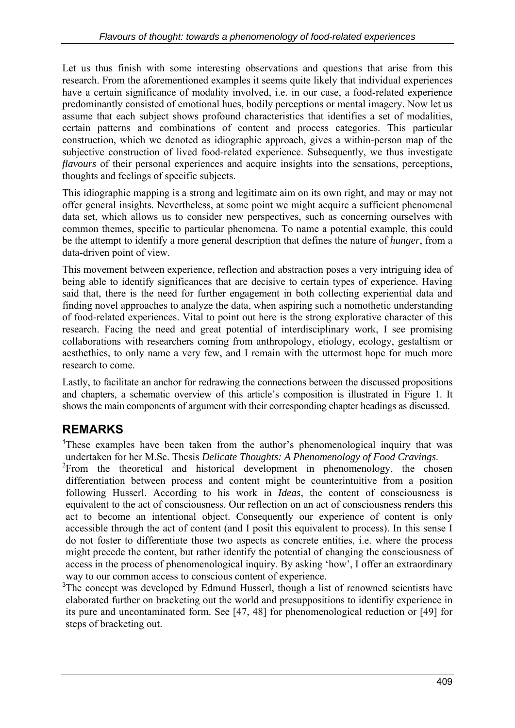Let us thus finish with some interesting observations and questions that arise from this research. From the aforementioned examples it seems quite likely that individual experiences have a certain significance of modality involved, i.e. in our case, a food-related experience predominantly consisted of emotional hues, bodily perceptions or mental imagery. Now let us assume that each subject shows profound characteristics that identifies a set of modalities, certain patterns and combinations of content and process categories. This particular construction, which we denoted as idiographic approach, gives a within-person map of the subjective construction of lived food-related experience. Subsequently, we thus investigate *flavours* of their personal experiences and acquire insights into the sensations, perceptions, thoughts and feelings of specific subjects.

This idiographic mapping is a strong and legitimate aim on its own right, and may or may not offer general insights. Nevertheless, at some point we might acquire a sufficient phenomenal data set, which allows us to consider new perspectives, such as concerning ourselves with common themes, specific to particular phenomena. To name a potential example, this could be the attempt to identify a more general description that defines the nature of *hunger*, from a data-driven point of view.

This movement between experience, reflection and abstraction poses a very intriguing idea of being able to identify significances that are decisive to certain types of experience. Having said that, there is the need for further engagement in both collecting experiential data and finding novel approaches to analyze the data, when aspiring such a nomothetic understanding of food-related experiences. Vital to point out here is the strong explorative character of this research. Facing the need and great potential of interdisciplinary work, I see promising collaborations with researchers coming from anthropology, etiology, ecology, gestaltism or aesthethics, to only name a very few, and I remain with the uttermost hope for much more research to come.

Lastly, to facilitate an anchor for redrawing the connections between the discussed propositions and chapters, a schematic overview of this article's composition is illustrated in Figure 1. It shows the main components of argument with their corresponding chapter headings as discussed.

## REMARKS

[1]These examples have been taken from the author's phenomenological inquiry that was undertaken for her M.Sc. Thesis *Delicate Thoughts: A Phenomenology of Food Cravings*.

[2]From the theoretical and historical development in phenomenology, the chosen differentiation between process and content might be counterintuitive from a position following Husserl. According to his work in *Ideas*, the content of consciousness is equivalent to the act of consciousness. Our reflection on an act of consciousness renders this act to become an intentional object. Consequently our experience of content is only accessible through the act of content (and I posit this equivalent to process). In this sense I do not foster to differentiate those two aspects as concrete entities, i.e. where the process might precede the content, but rather identify the potential of changing the consciousness of access in the process of phenomenological inquiry. By asking 'how', I offer an extraordinary way to our common access to conscious content of experience.

[3]The concept was developed by Edmund Husserl, though a list of renowned scientists have elaborated further on bracketing out the world and presuppositions to identifiy experience in its pure and uncontaminated form. See [47, 48] for phenomenological reduction or [49] for steps of bracketing out.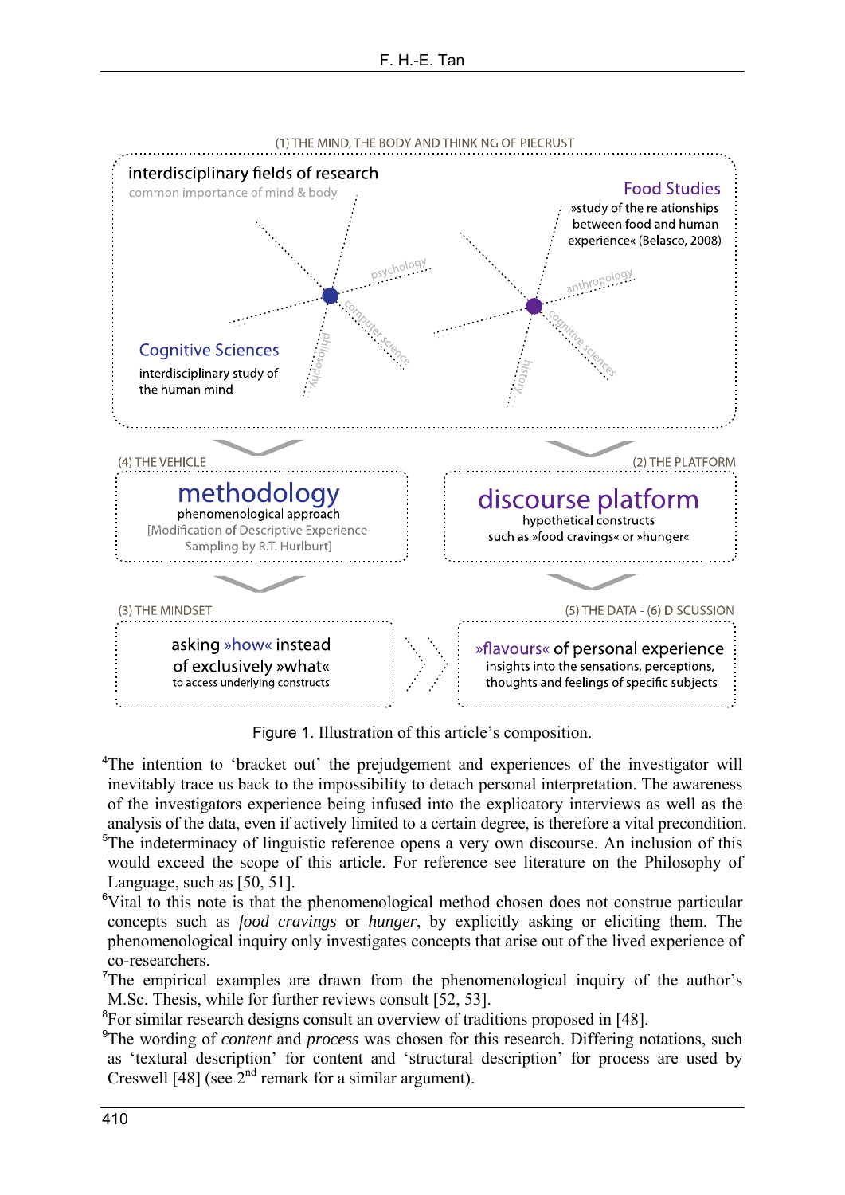(1) THE MIND, THE BODY AND THINKING OF PIECRUST

interdisciplinary fields of research
common importance of mind & body

Cognitive Sciences
interdisciplinary study of the human mind

psychology · computer science · philosophy

Food Studies
»study of the relationships between food and human experience« (Belasco, 2008)

anthropology · cognitive sciences · history

(4) THE VEHICLE

methodology
phenomenological approach
[Modification of Descriptive Experience Sampling by R.T. Hurlburt]

(2) THE PLATFORM

discourse platform
hypothetical constructs
such as »food cravings« or »hunger«

(3) THE MINDSET

asking »how« instead of exclusively »what«
to access underlying constructs

(5) THE DATA - (6) DISCUSSION

»flavours« of personal experience
insights into the sensations, perceptions, thoughts and feelings of specific subjects

Figure 1. Illustration of this article's composition.

[4]The intention to 'bracket out' the prejudgement and experiences of the investigator will inevitably trace us back to the impossibility to detach personal interpretation. The awareness of the investigators experience being infused into the explicatory interviews as well as the analysis of the data, even if actively limited to a certain degree, is therefore a vital precondition.

[5]The indeterminacy of linguistic reference opens a very own discourse. An inclusion of this would exceed the scope of this article. For reference see literature on the Philosophy of Language, such as [50, 51].

[6]Vital to this note is that the phenomenological method chosen does not construe particular concepts such as *food cravings* or *hunger*, by explicitly asking or eliciting them. The phenomenological inquiry only investigates concepts that arise out of the lived experience of co-researchers.

[7]The empirical examples are drawn from the phenomenological inquiry of the author's M.Sc. Thesis, while for further reviews consult [52, 53].

[8]For similar research designs consult an overview of traditions proposed in [48].

[9]The wording of *content* and *process* was chosen for this research. Differing notations, such as 'textural description' for content and 'structural description' for process are used by Creswell [48] (see 2nd remark for a similar argument).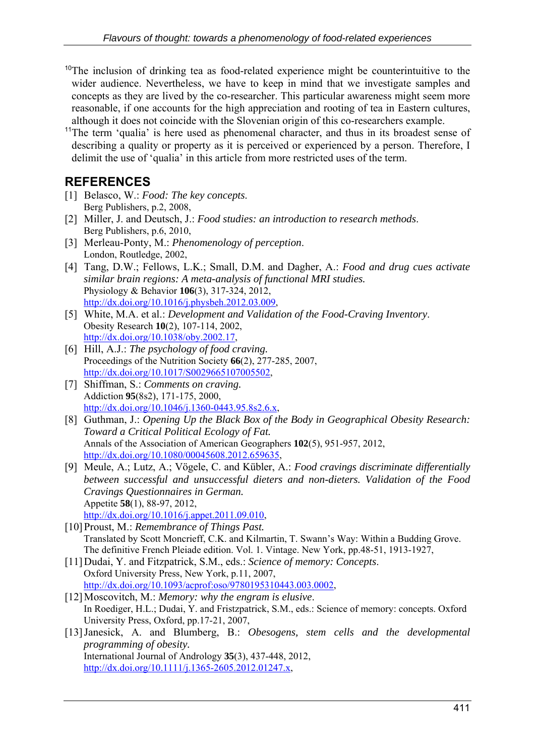[10]The inclusion of drinking tea as food-related experience might be counterintuitive to the wider audience. Nevertheless, we have to keep in mind that we investigate samples and concepts as they are lived by the co-researcher. This particular awareness might seem more reasonable, if one accounts for the high appreciation and rooting of tea in Eastern cultures, although it does not coincide with the Slovenian origin of this co-researchers example.

[11]The term 'qualia' is here used as phenomenal character, and thus in its broadest sense of describing a quality or property as it is perceived or experienced by a person. Therefore, I delimit the use of 'qualia' in this article from more restricted uses of the term.

## REFERENCES

[1] Belasco, W.: *Food: The key concepts.*
Berg Publishers, p.2, 2008,

[2] Miller, J. and Deutsch, J.: *Food studies: an introduction to research methods*.
Berg Publishers, p.6, 2010,

[3] Merleau-Ponty, M.: *Phenomenology of perception*.
London, Routledge, 2002,

[4] Tang, D.W.; Fellows, L.K.; Small, D.M. and Dagher, A.: *Food and drug cues activate similar brain regions: A meta-analysis of functional MRI studies.*
Physiology & Behavior **106**(3), 317-324, 2012,
http://dx.doi.org/10.1016/j.physbeh.2012.03.009,

[5] White, M.A. et al.: *Development and Validation of the Food-Craving Inventory*.
Obesity Research **10**(2), 107-114, 2002,
http://dx.doi.org/10.1038/oby.2002.17,

[6] Hill, A.J.: *The psychology of food craving.*
Proceedings of the Nutrition Society **66**(2), 277-285, 2007,
http://dx.doi.org/10.1017/S0029665107005502,

[7] Shiffman, S.: *Comments on craving.*
Addiction **95**(8s2), 171-175, 2000,
http://dx.doi.org/10.1046/j.1360-0443.95.8s2.6.x,

[8] Guthman, J.: *Opening Up the Black Box of the Body in Geographical Obesity Research: Toward a Critical Political Ecology of Fat.*
Annals of the Association of American Geographers **102**(5), 951-957, 2012,
http://dx.doi.org/10.1080/00045608.2012.659635,

[9] Meule, A.; Lutz, A.; Vögele, C. and Kübler, A.: *Food cravings discriminate differentially between successful and unsuccessful dieters and non-dieters. Validation of the Food Cravings Questionnaires in German.*
Appetite **58**(1), 88-97, 2012,
http://dx.doi.org/10.1016/j.appet.2011.09.010,

[10] Proust, M.: *Remembrance of Things Past.*
Translated by Scott Moncrieff, C.K. and Kilmartin, T. Swann's Way: Within a Budding Grove. The definitive French Pleiade edition. Vol. 1. Vintage. New York, pp.48-51, 1913-1927,

[11] Dudai, Y. and Fitzpatrick, S.M., eds.: *Science of memory: Concepts*.
Oxford University Press, New York, p.11, 2007,
http://dx.doi.org/10.1093/acprof:oso/9780195310443.003.0002,

[12] Moscovitch, M.: *Memory: why the engram is elusive*.
In Roediger, H.L.; Dudai, Y. and Fristzpatrick, S.M., eds.: Science of memory: concepts. Oxford University Press, Oxford, pp.17-21, 2007,

[13] Janesick, A. and Blumberg, B.: *Obesogens, stem cells and the developmental programming of obesity.*
International Journal of Andrology **35**(3), 437-448, 2012,
http://dx.doi.org/10.1111/j.1365-2605.2012.01247.x,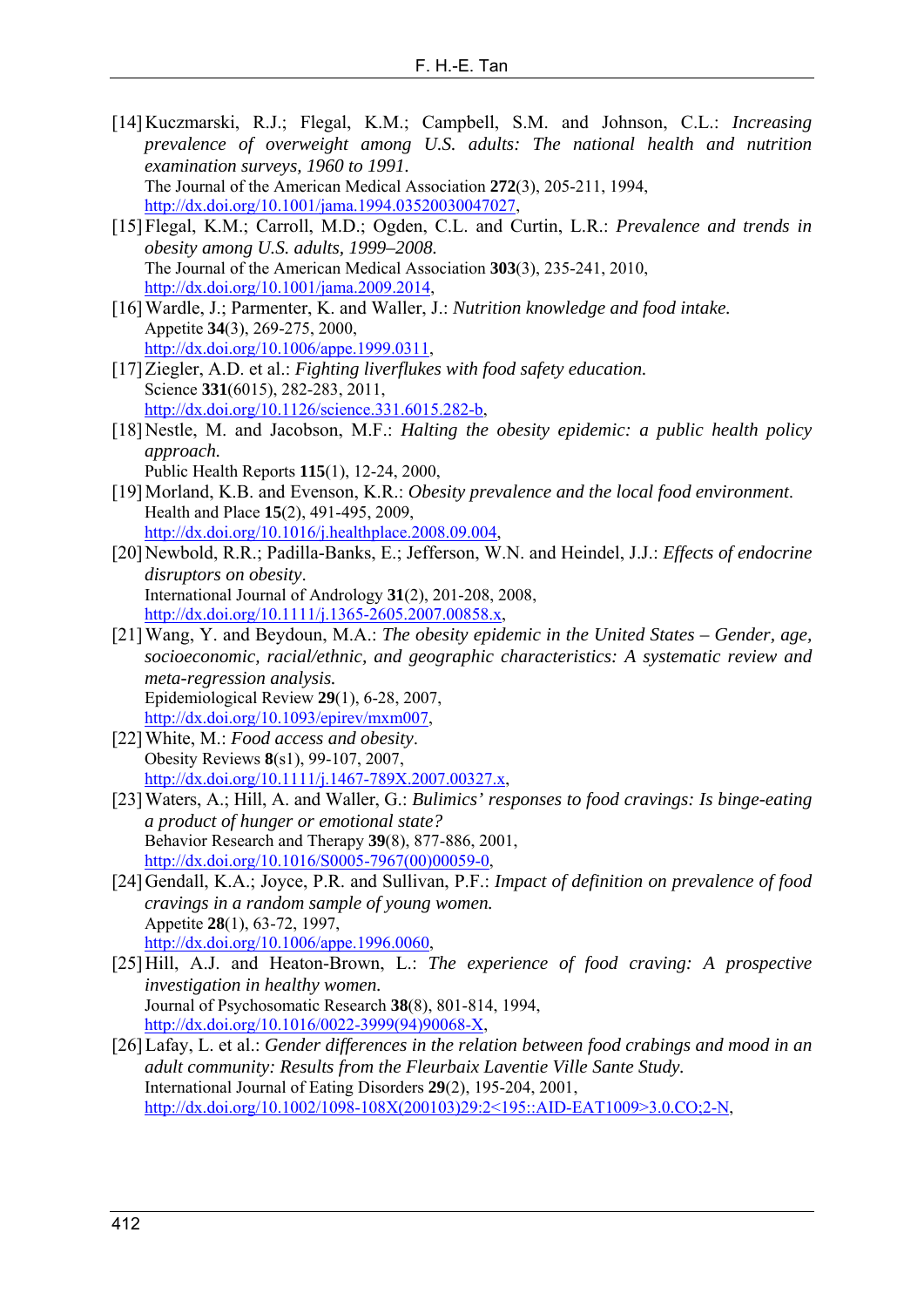[14] Kuczmarski, R.J.; Flegal, K.M.; Campbell, S.M. and Johnson, C.L.: *Increasing prevalence of overweight among U.S. adults: The national health and nutrition examination surveys, 1960 to 1991.*
The Journal of the American Medical Association **272**(3), 205-211, 1994,
http://dx.doi.org/10.1001/jama.1994.03520030047027,

[15] Flegal, K.M.; Carroll, M.D.; Ogden, C.L. and Curtin, L.R.: *Prevalence and trends in obesity among U.S. adults, 1999–2008.*
The Journal of the American Medical Association **303**(3), 235-241, 2010,
http://dx.doi.org/10.1001/jama.2009.2014,

[16] Wardle, J.; Parmenter, K. and Waller, J.: *Nutrition knowledge and food intake.*
Appetite **34**(3), 269-275, 2000,
http://dx.doi.org/10.1006/appe.1999.0311,

[17] Ziegler, A.D. et al.: *Fighting liverflukes with food safety education.*
Science **331**(6015), 282-283, 2011,
http://dx.doi.org/10.1126/science.331.6015.282-b,

[18] Nestle, M. and Jacobson, M.F.: *Halting the obesity epidemic: a public health policy approach.*
Public Health Reports **115**(1), 12-24, 2000,

[19] Morland, K.B. and Evenson, K.R.: *Obesity prevalence and the local food environment*.
Health and Place **15**(2), 491-495, 2009,
http://dx.doi.org/10.1016/j.healthplace.2008.09.004,

[20] Newbold, R.R.; Padilla-Banks, E.; Jefferson, W.N. and Heindel, J.J.: *Effects of endocrine disruptors on obesity*.
International Journal of Andrology **31**(2), 201-208, 2008,
http://dx.doi.org/10.1111/j.1365-2605.2007.00858.x,

[21] Wang, Y. and Beydoun, M.A.: *The obesity epidemic in the United States – Gender, age, socioeconomic, racial/ethnic, and geographic characteristics: A systematic review and meta-regression analysis.*
Epidemiological Review **29**(1), 6-28, 2007,
http://dx.doi.org/10.1093/epirev/mxm007,

[22] White, M.: *Food access and obesity*.
Obesity Reviews **8**(s1), 99-107, 2007,
http://dx.doi.org/10.1111/j.1467-789X.2007.00327.x,

[23] Waters, A.; Hill, A. and Waller, G.: *Bulimics' responses to food cravings: Is binge-eating a product of hunger or emotional state?*
Behavior Research and Therapy **39**(8), 877-886, 2001,
http://dx.doi.org/10.1016/S0005-7967(00)00059-0,

[24] Gendall, K.A.; Joyce, P.R. and Sullivan, P.F.: *Impact of definition on prevalence of food cravings in a random sample of young women.*
Appetite **28**(1), 63-72, 1997,
http://dx.doi.org/10.1006/appe.1996.0060,

[25] Hill, A.J. and Heaton-Brown, L.: *The experience of food craving: A prospective investigation in healthy women.*
Journal of Psychosomatic Research **38**(8), 801-814, 1994,
http://dx.doi.org/10.1016/0022-3999(94)90068-X,

[26] Lafay, L. et al.: *Gender differences in the relation between food crabings and mood in an adult community: Results from the Fleurbaix Laventie Ville Sante Study.*
International Journal of Eating Disorders **29**(2), 195-204, 2001,
http://dx.doi.org/10.1002/1098-108X(200103)29:2<195::AID-EAT1009>3.0.CO;2-N,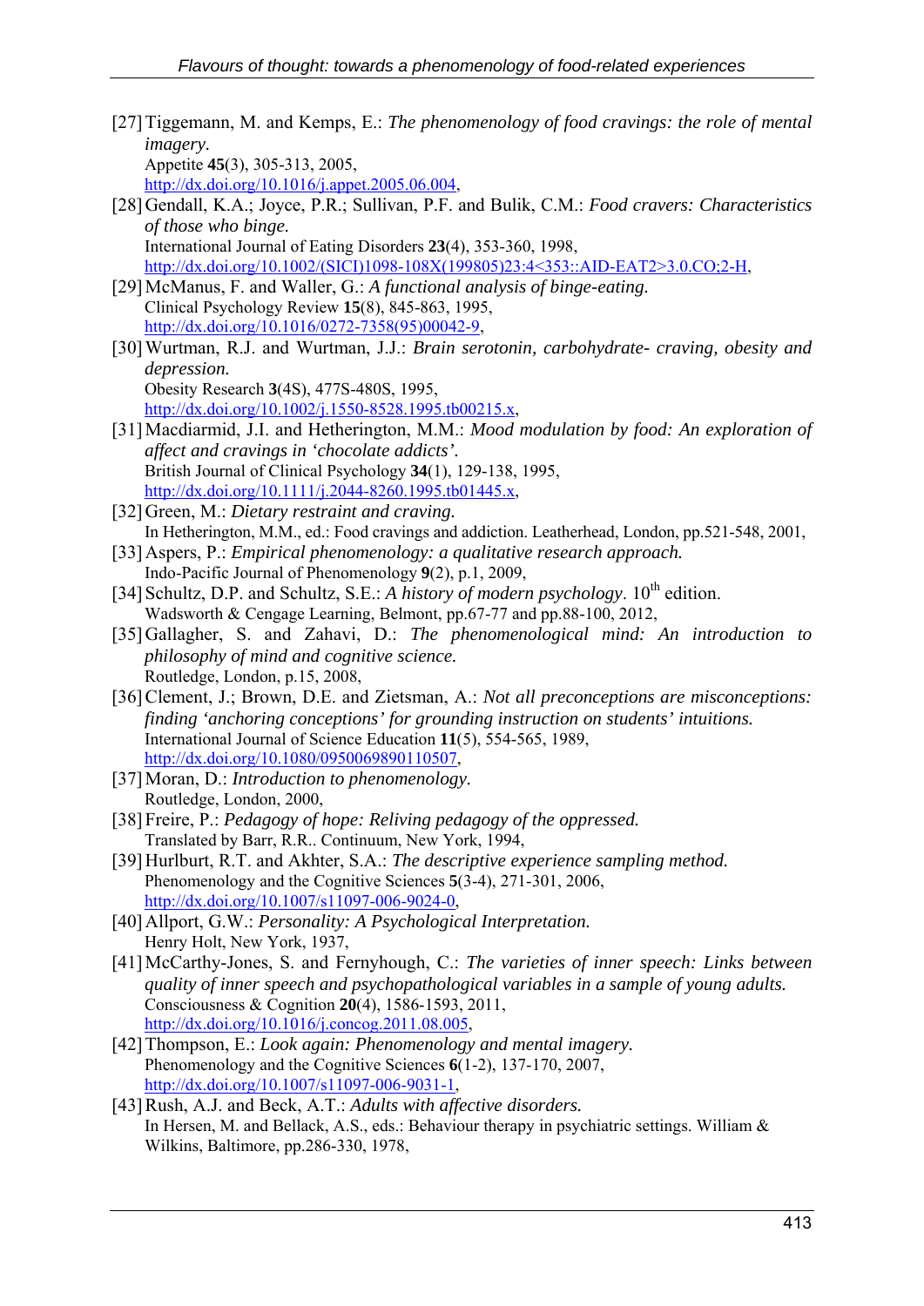[27] Tiggemann, M. and Kemps, E.: *The phenomenology of food cravings: the role of mental imagery.*
Appetite **45**(3), 305-313, 2005,
http://dx.doi.org/10.1016/j.appet.2005.06.004,

[28] Gendall, K.A.; Joyce, P.R.; Sullivan, P.F. and Bulik, C.M.: *Food cravers: Characteristics of those who binge.*
International Journal of Eating Disorders **23**(4), 353-360, 1998,
http://dx.doi.org/10.1002/(SICI)1098-108X(199805)23:4<353::AID-EAT2>3.0.CO;2-H,

[29] McManus, F. and Waller, G.: *A functional analysis of binge-eating.*
Clinical Psychology Review **15**(8), 845-863, 1995,
http://dx.doi.org/10.1016/0272-7358(95)00042-9,

[30] Wurtman, R.J. and Wurtman, J.J.: *Brain serotonin, carbohydrate- craving, obesity and depression.*
Obesity Research **3**(4S), 477S-480S, 1995,
http://dx.doi.org/10.1002/j.1550-8528.1995.tb00215.x,

[31] Macdiarmid, J.I. and Hetherington, M.M.: *Mood modulation by food: An exploration of affect and cravings in 'chocolate addicts'.*
British Journal of Clinical Psychology **34**(1), 129-138, 1995,
http://dx.doi.org/10.1111/j.2044-8260.1995.tb01445.x,

[32] Green, M.: *Dietary restraint and craving.*
In Hetherington, M.M., ed.: Food cravings and addiction. Leatherhead, London, pp.521-548, 2001,

[33] Aspers, P.: *Empirical phenomenology: a qualitative research approach.*
Indo-Pacific Journal of Phenomenology **9**(2), p.1, 2009,

[34] Schultz, D.P. and Schultz, S.E.: *A history of modern psychology*. 10th edition.
Wadsworth & Cengage Learning, Belmont, pp.67-77 and pp.88-100, 2012,

[35] Gallagher, S. and Zahavi, D.: *The phenomenological mind: An introduction to philosophy of mind and cognitive science.*
Routledge, London, p.15, 2008,

[36] Clement, J.; Brown, D.E. and Zietsman, A.: *Not all preconceptions are misconceptions: finding 'anchoring conceptions' for grounding instruction on students' intuitions.*
International Journal of Science Education **11**(5), 554-565, 1989,
http://dx.doi.org/10.1080/0950069890110507,

[37] Moran, D.: *Introduction to phenomenology.*
Routledge, London, 2000,

[38] Freire, P.: *Pedagogy of hope: Reliving pedagogy of the oppressed.*
Translated by Barr, R.R.. Continuum, New York, 1994,

[39] Hurlburt, R.T. and Akhter, S.A.: *The descriptive experience sampling method.*
Phenomenology and the Cognitive Sciences **5**(3-4), 271-301, 2006,
http://dx.doi.org/10.1007/s11097-006-9024-0,

[40] Allport, G.W.: *Personality: A Psychological Interpretation.*
Henry Holt, New York, 1937,

[41] McCarthy-Jones, S. and Fernyhough, C.: *The varieties of inner speech: Links between quality of inner speech and psychopathological variables in a sample of young adults.*
Consciousness & Cognition **20**(4), 1586-1593, 2011,
http://dx.doi.org/10.1016/j.concog.2011.08.005,

[42] Thompson, E.: *Look again: Phenomenology and mental imagery.*
Phenomenology and the Cognitive Sciences **6**(1-2), 137-170, 2007,
http://dx.doi.org/10.1007/s11097-006-9031-1,

[43] Rush, A.J. and Beck, A.T.: *Adults with affective disorders.*
In Hersen, M. and Bellack, A.S., eds.: Behaviour therapy in psychiatric settings. William & Wilkins, Baltimore, pp.286-330, 1978,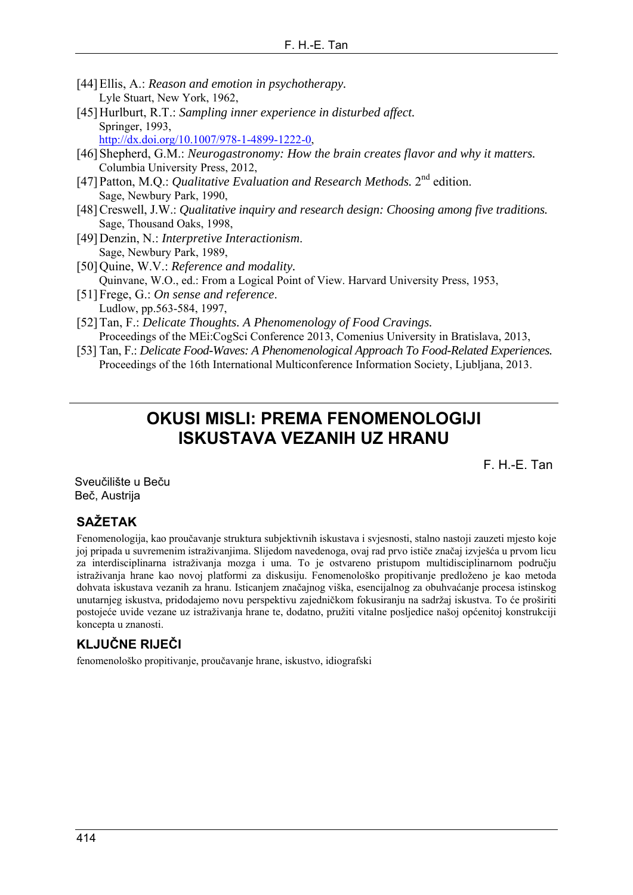[44] Ellis, A.: *Reason and emotion in psychotherapy.*
Lyle Stuart, New York, 1962,

[45] Hurlburt, R.T.: *Sampling inner experience in disturbed affect.*
Springer, 1993,
http://dx.doi.org/10.1007/978-1-4899-1222-0,

[46] Shepherd, G.M.: *Neurogastronomy: How the brain creates flavor and why it matters.*
Columbia University Press, 2012,

[47] Patton, M.Q.: *Qualitative Evaluation and Research Methods.* 2nd edition.
Sage, Newbury Park, 1990,

[48] Creswell, J.W.: *Qualitative inquiry and research design: Choosing among five traditions.*
Sage, Thousand Oaks, 1998,

[49] Denzin, N.: *Interpretive Interactionism*.
Sage, Newbury Park, 1989,

[50] Quine, W.V.: *Reference and modality.*
Quinvane, W.O., ed.: From a Logical Point of View. Harvard University Press, 1953,

[51] Frege, G.: *On sense and reference*.
Ludlow, pp.563-584, 1997,

[52] Tan, F.: *Delicate Thoughts. A Phenomenology of Food Cravings.*
Proceedings of the MEi:CogSci Conference 2013, Comenius University in Bratislava, 2013,

[53] Tan, F.: *Delicate Food-Waves: A Phenomenological Approach To Food-Related Experiences.*
Proceedings of the 16th International Multiconference Information Society, Ljubljana, 2013.

# OKUSI MISLI: PREMA FENOMENOLOGIJI ISKUSTAVA VEZANIH UZ HRANU

F. H.-E. Tan

Sveučilište u Beču
Beč, Austrija

## SAŽETAK

Fenomenologija, kao proučavanje struktura subjektivnih iskustava i svjesnosti, stalno nastoji zauzeti mjesto koje joj pripada u suvremenim istraživanjima. Slijedom navedenoga, ovaj rad prvo ističe značaj izvješća u prvom licu za interdisciplinarna istraživanja mozga i uma. To je ostvareno pristupom multidisciplinarnom području istraživanja hrane kao novoj platformi za diskusiju. Fenomenološko propitivanje predloženo je kao metoda dohvata iskustava vezanih za hranu. Isticanjem značajnog viška, esencijalnog za obuhvaćanje procesa istinskog unutarnjeg iskustva, pridodajemo novu perspektivu zajedničkom fokusiranju na sadržaj iskustva. To će proširiti postojeće uvide vezane uz istraživanja hrane te, dodatno, pružiti vitalne posljedice našoj općenitoj konstrukciji koncepta u znanosti.

## KLJUČNE RIJEČI

fenomenološko propitivanje, proučavanje hrane, iskustvo, idiografski